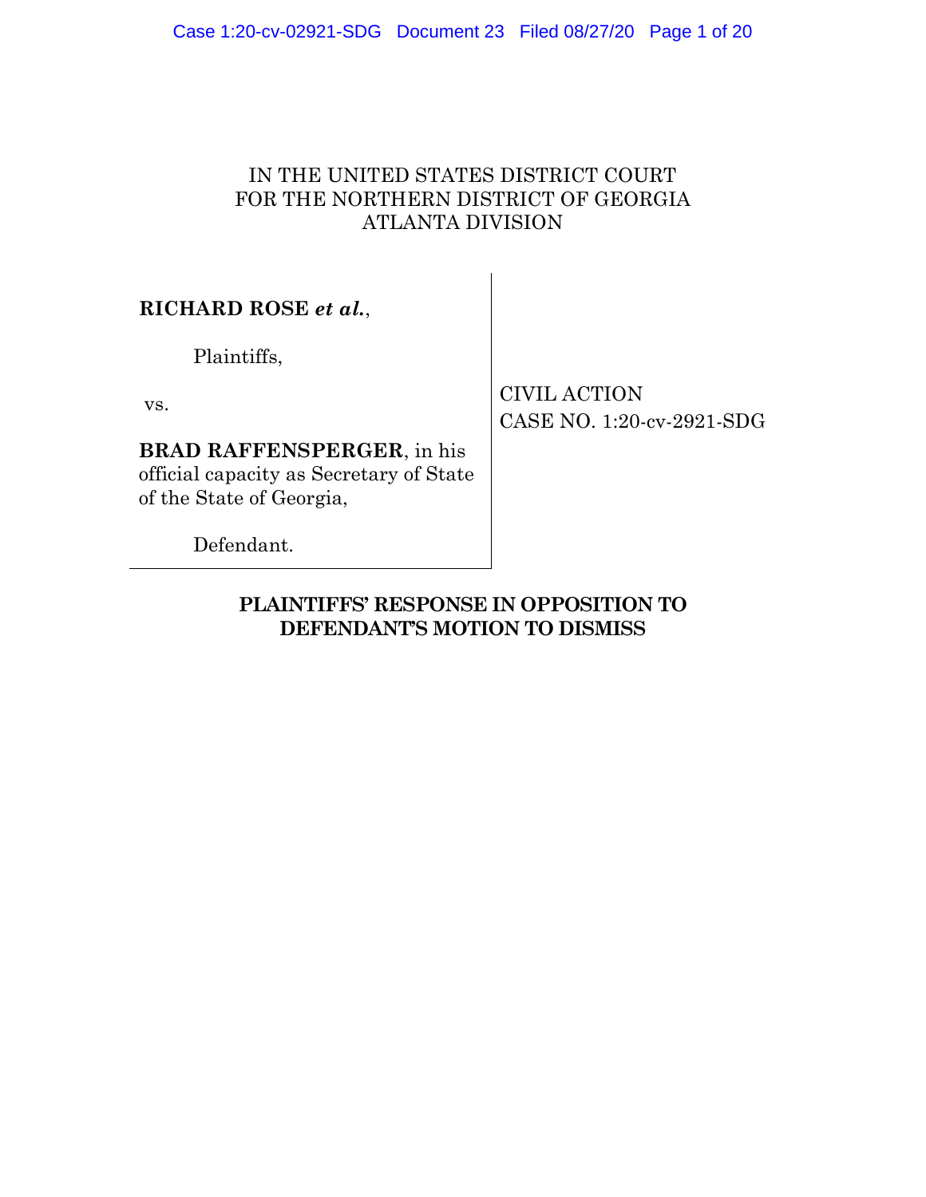IN THE UNITED STATES DISTRICT COURT
FOR THE NORTHERN DISTRICT OF GEORGIA
ATLANTA DIVISION

| | |
|---|---|
| **RICHARD ROSE** ***et al.***,<br><br>Plaintiffs,<br><br>vs.<br><br>**BRAD RAFFENSPERGER**, in his official capacity as Secretary of State of the State of Georgia,<br><br>Defendant. | CIVIL ACTION<br>CASE NO. 1:20-cv-2921-SDG |

**PLAINTIFFS' RESPONSE IN OPPOSITION TO DEFENDANT'S MOTION TO DISMISS**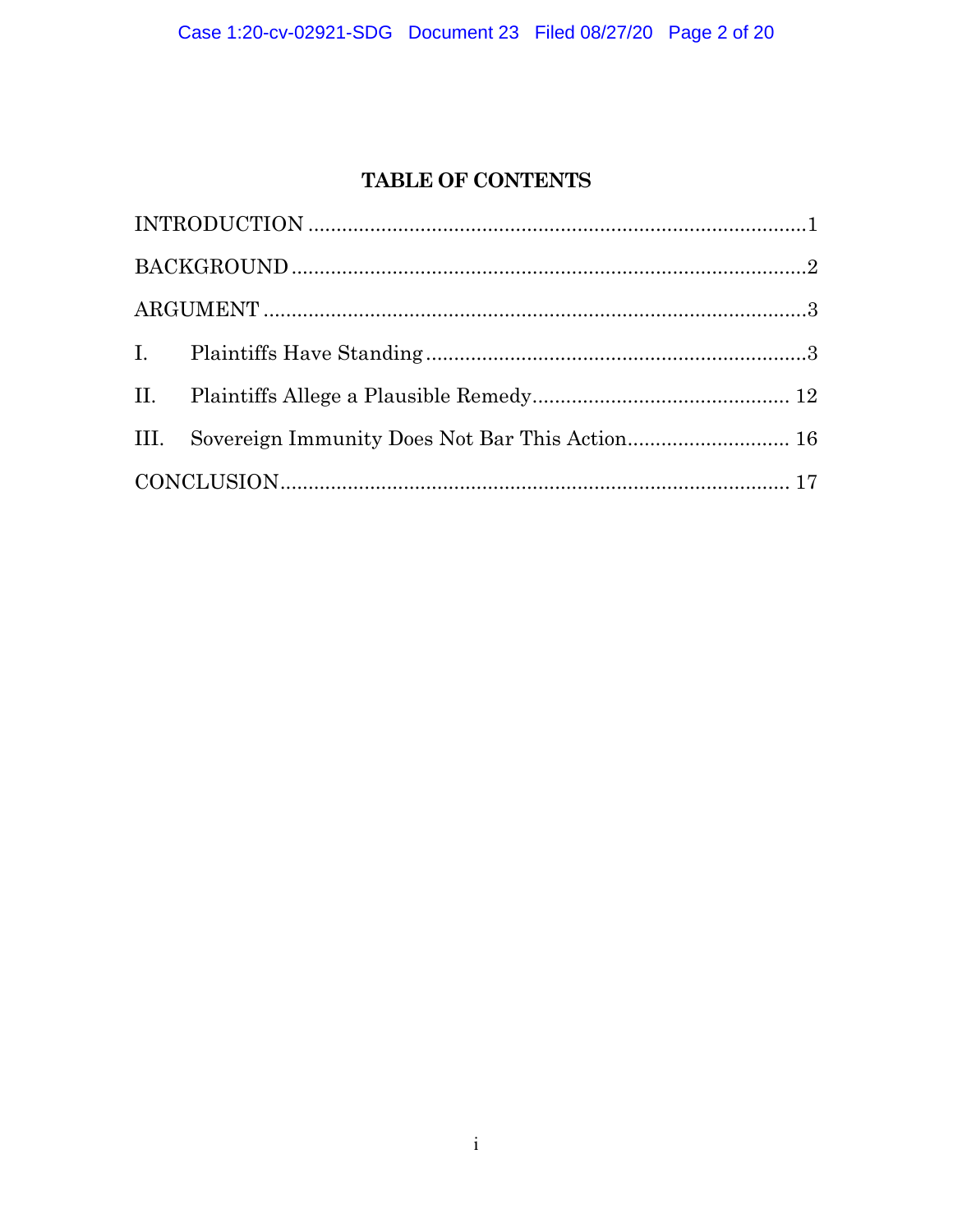# TABLE OF CONTENTS

INTRODUCTION ........................................................................................1

BACKGROUND ..........................................................................................2

ARGUMENT ...............................................................................................3

I. Plaintiffs Have Standing ....................................................................3

II. Plaintiffs Allege a Plausible Remedy............................................. 12

III. Sovereign Immunity Does Not Bar This Action............................ 16

CONCLUSION......................................................................................... 17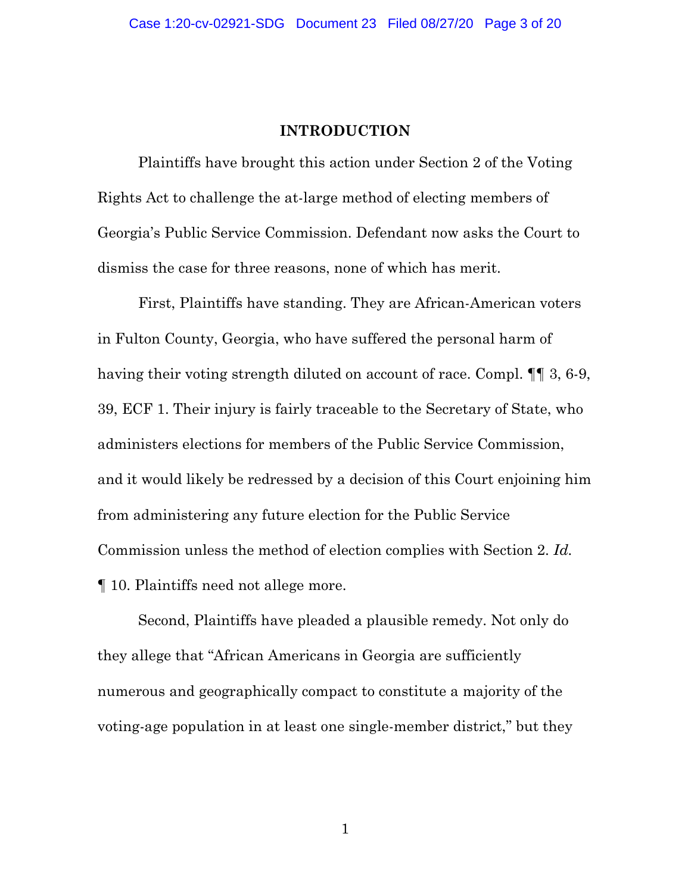## INTRODUCTION

Plaintiffs have brought this action under Section 2 of the Voting Rights Act to challenge the at-large method of electing members of Georgia's Public Service Commission. Defendant now asks the Court to dismiss the case for three reasons, none of which has merit.

First, Plaintiffs have standing. They are African-American voters in Fulton County, Georgia, who have suffered the personal harm of having their voting strength diluted on account of race. Compl. ¶¶ 3, 6-9, 39, ECF 1. Their injury is fairly traceable to the Secretary of State, who administers elections for members of the Public Service Commission, and it would likely be redressed by a decision of this Court enjoining him from administering any future election for the Public Service Commission unless the method of election complies with Section 2. *Id.* ¶ 10. Plaintiffs need not allege more.

Second, Plaintiffs have pleaded a plausible remedy. Not only do they allege that "African Americans in Georgia are sufficiently numerous and geographically compact to constitute a majority of the voting-age population in at least one single-member district," but they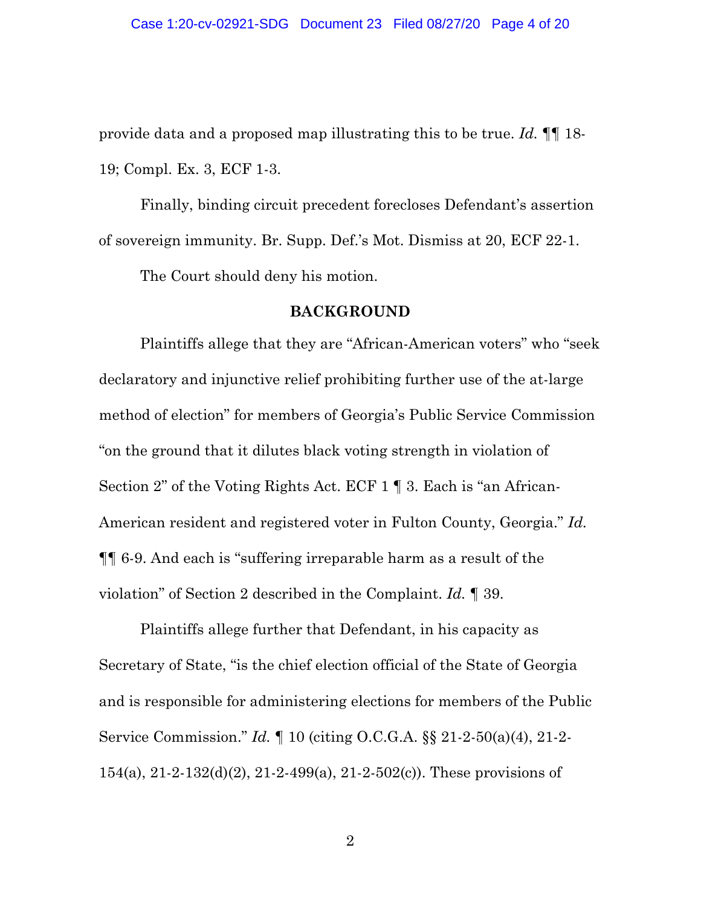provide data and a proposed map illustrating this to be true. *Id.* ¶¶ 18-19; Compl. Ex. 3, ECF 1-3.

Finally, binding circuit precedent forecloses Defendant's assertion of sovereign immunity. Br. Supp. Def.'s Mot. Dismiss at 20, ECF 22-1.

The Court should deny his motion.

## BACKGROUND

Plaintiffs allege that they are "African-American voters" who "seek declaratory and injunctive relief prohibiting further use of the at-large method of election" for members of Georgia's Public Service Commission "on the ground that it dilutes black voting strength in violation of Section 2" of the Voting Rights Act. ECF 1 ¶ 3. Each is "an African-American resident and registered voter in Fulton County, Georgia." *Id.* ¶¶ 6-9. And each is "suffering irreparable harm as a result of the violation" of Section 2 described in the Complaint. *Id.* ¶ 39.

Plaintiffs allege further that Defendant, in his capacity as Secretary of State, "is the chief election official of the State of Georgia and is responsible for administering elections for members of the Public Service Commission." *Id.* ¶ 10 (citing O.C.G.A. §§ 21-2-50(a)(4), 21-2-154(a), 21-2-132(d)(2), 21-2-499(a), 21-2-502(c)). These provisions of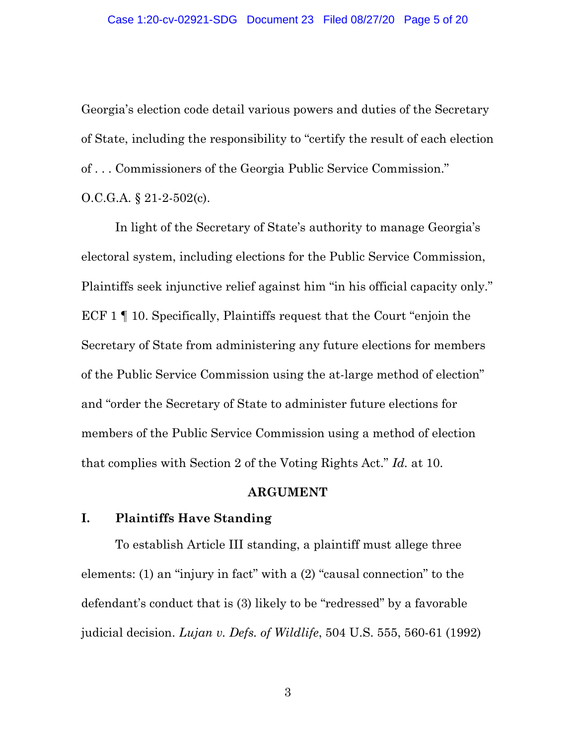Georgia's election code detail various powers and duties of the Secretary of State, including the responsibility to "certify the result of each election of . . . Commissioners of the Georgia Public Service Commission." O.C.G.A. § 21-2-502(c).

In light of the Secretary of State's authority to manage Georgia's electoral system, including elections for the Public Service Commission, Plaintiffs seek injunctive relief against him "in his official capacity only." ECF 1 ¶ 10. Specifically, Plaintiffs request that the Court "enjoin the Secretary of State from administering any future elections for members of the Public Service Commission using the at-large method of election" and "order the Secretary of State to administer future elections for members of the Public Service Commission using a method of election that complies with Section 2 of the Voting Rights Act." *Id.* at 10.

## ARGUMENT

### I. Plaintiffs Have Standing

To establish Article III standing, a plaintiff must allege three elements: (1) an "injury in fact" with a (2) "causal connection" to the defendant's conduct that is (3) likely to be "redressed" by a favorable judicial decision. *Lujan v. Defs. of Wildlife*, 504 U.S. 555, 560-61 (1992)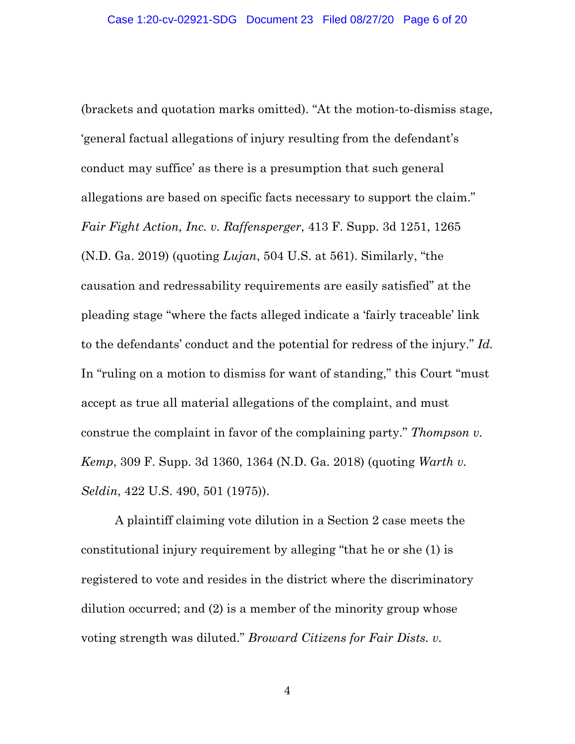(brackets and quotation marks omitted). "At the motion-to-dismiss stage, 'general factual allegations of injury resulting from the defendant's conduct may suffice' as there is a presumption that such general allegations are based on specific facts necessary to support the claim." *Fair Fight Action, Inc. v. Raffensperger*, 413 F. Supp. 3d 1251, 1265 (N.D. Ga. 2019) (quoting *Lujan*, 504 U.S. at 561). Similarly, "the causation and redressability requirements are easily satisfied" at the pleading stage "where the facts alleged indicate a 'fairly traceable' link to the defendants' conduct and the potential for redress of the injury." *Id.* In "ruling on a motion to dismiss for want of standing," this Court "must accept as true all material allegations of the complaint, and must construe the complaint in favor of the complaining party." *Thompson v. Kemp*, 309 F. Supp. 3d 1360, 1364 (N.D. Ga. 2018) (quoting *Warth v. Seldin*, 422 U.S. 490, 501 (1975)).

A plaintiff claiming vote dilution in a Section 2 case meets the constitutional injury requirement by alleging "that he or she (1) is registered to vote and resides in the district where the discriminatory dilution occurred; and (2) is a member of the minority group whose voting strength was diluted." *Broward Citizens for Fair Dists. v.*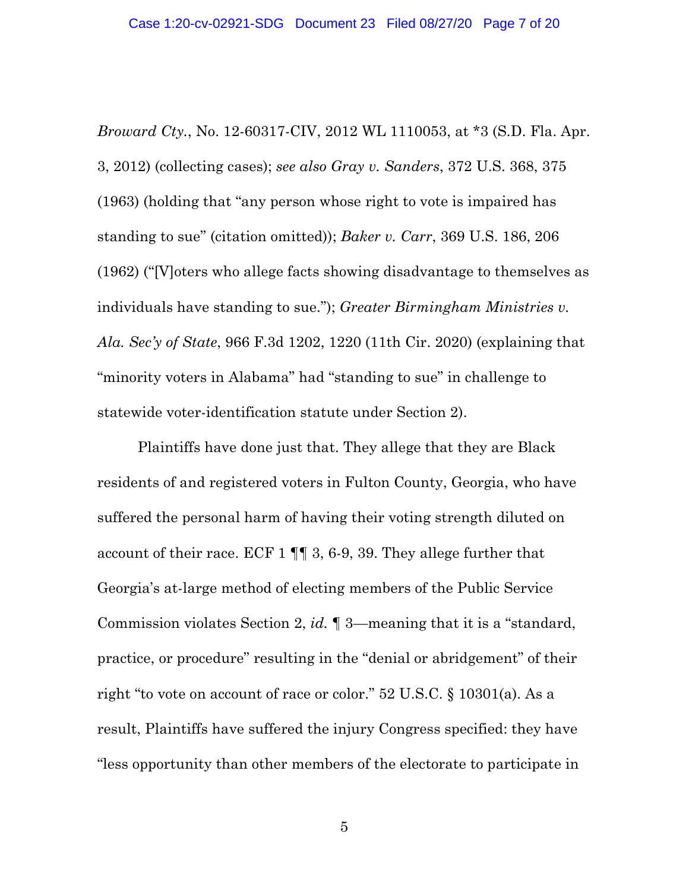*Broward Cty.*, No. 12-60317-CIV, 2012 WL 1110053, at *3 (S.D. Fla. Apr. 3, 2012) (collecting cases); *see also Gray v. Sanders*, 372 U.S. 368, 375 (1963) (holding that "any person whose right to vote is impaired has standing to sue" (citation omitted)); *Baker v. Carr*, 369 U.S. 186, 206 (1962) ("[V]oters who allege facts showing disadvantage to themselves as individuals have standing to sue."); *Greater Birmingham Ministries v. Ala. Sec'y of State*, 966 F.3d 1202, 1220 (11th Cir. 2020) (explaining that "minority voters in Alabama" had "standing to sue" in challenge to statewide voter-identification statute under Section 2).

Plaintiffs have done just that. They allege that they are Black residents of and registered voters in Fulton County, Georgia, who have suffered the personal harm of having their voting strength diluted on account of their race. ECF 1 ¶¶ 3, 6-9, 39. They allege further that Georgia's at-large method of electing members of the Public Service Commission violates Section 2, *id.* ¶ 3—meaning that it is a "standard, practice, or procedure" resulting in the "denial or abridgement" of their right "to vote on account of race or color." 52 U.S.C. § 10301(a). As a result, Plaintiffs have suffered the injury Congress specified: they have "less opportunity than other members of the electorate to participate in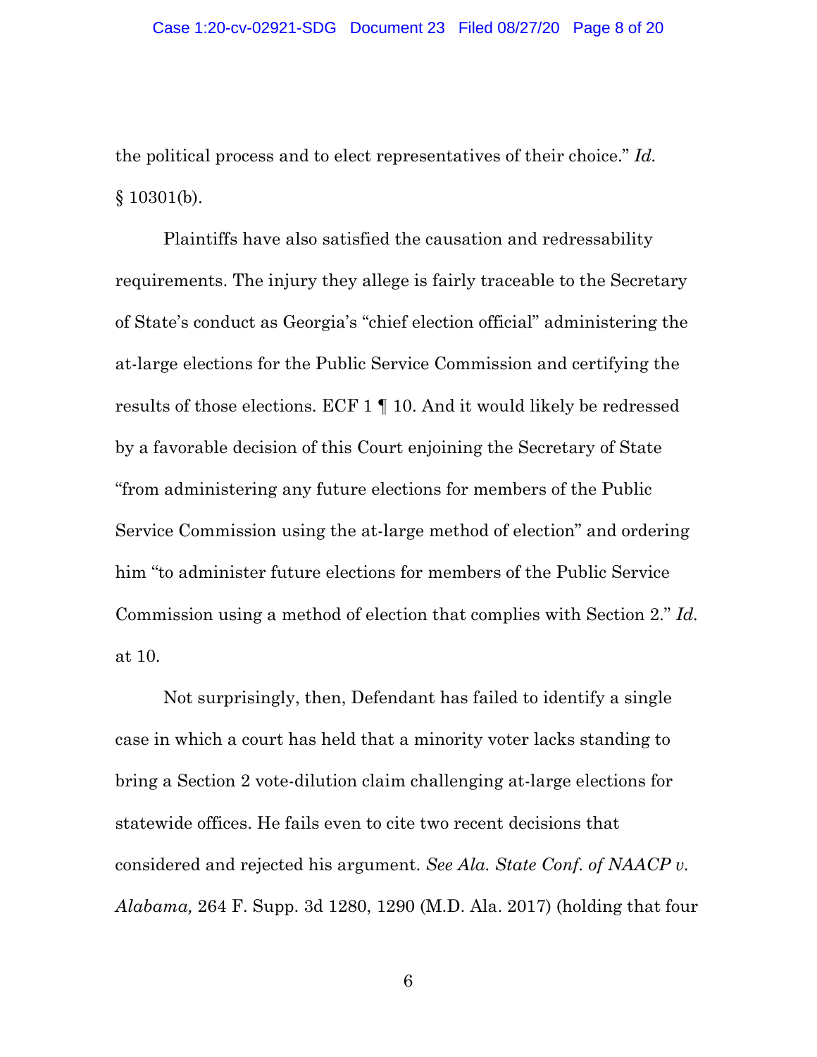the political process and to elect representatives of their choice." *Id.* § 10301(b).

Plaintiffs have also satisfied the causation and redressability requirements. The injury they allege is fairly traceable to the Secretary of State's conduct as Georgia's "chief election official" administering the at-large elections for the Public Service Commission and certifying the results of those elections. ECF 1 ¶ 10. And it would likely be redressed by a favorable decision of this Court enjoining the Secretary of State "from administering any future elections for members of the Public Service Commission using the at-large method of election" and ordering him "to administer future elections for members of the Public Service Commission using a method of election that complies with Section 2." *Id.* at 10.

Not surprisingly, then, Defendant has failed to identify a single case in which a court has held that a minority voter lacks standing to bring a Section 2 vote-dilution claim challenging at-large elections for statewide offices. He fails even to cite two recent decisions that considered and rejected his argument. *See Ala. State Conf. of NAACP v. Alabama,* 264 F. Supp. 3d 1280, 1290 (M.D. Ala. 2017) (holding that four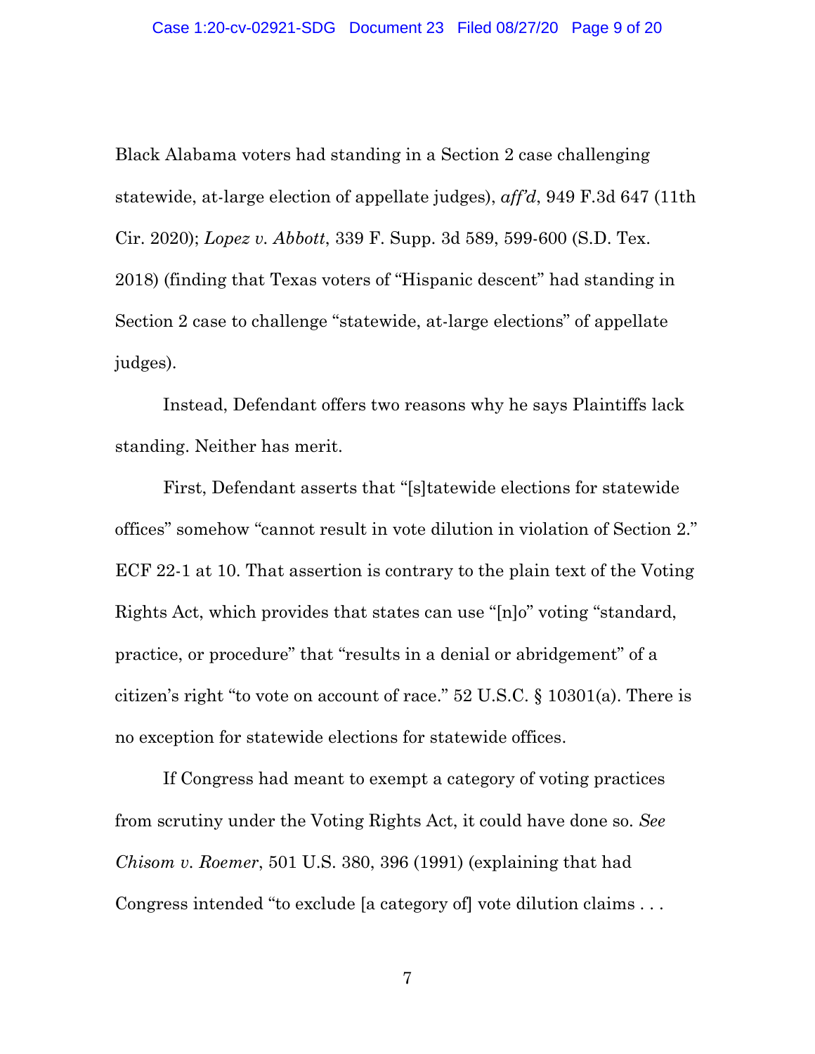Black Alabama voters had standing in a Section 2 case challenging statewide, at-large election of appellate judges), *aff'd*, 949 F.3d 647 (11th Cir. 2020); *Lopez v. Abbott*, 339 F. Supp. 3d 589, 599-600 (S.D. Tex. 2018) (finding that Texas voters of "Hispanic descent" had standing in Section 2 case to challenge "statewide, at-large elections" of appellate judges).

Instead, Defendant offers two reasons why he says Plaintiffs lack standing. Neither has merit.

First, Defendant asserts that "[s]tatewide elections for statewide offices" somehow "cannot result in vote dilution in violation of Section 2." ECF 22-1 at 10. That assertion is contrary to the plain text of the Voting Rights Act, which provides that states can use "[n]o" voting "standard, practice, or procedure" that "results in a denial or abridgement" of a citizen's right "to vote on account of race." 52 U.S.C. § 10301(a). There is no exception for statewide elections for statewide offices.

If Congress had meant to exempt a category of voting practices from scrutiny under the Voting Rights Act, it could have done so. *See Chisom v. Roemer*, 501 U.S. 380, 396 (1991) (explaining that had Congress intended "to exclude [a category of] vote dilution claims . . .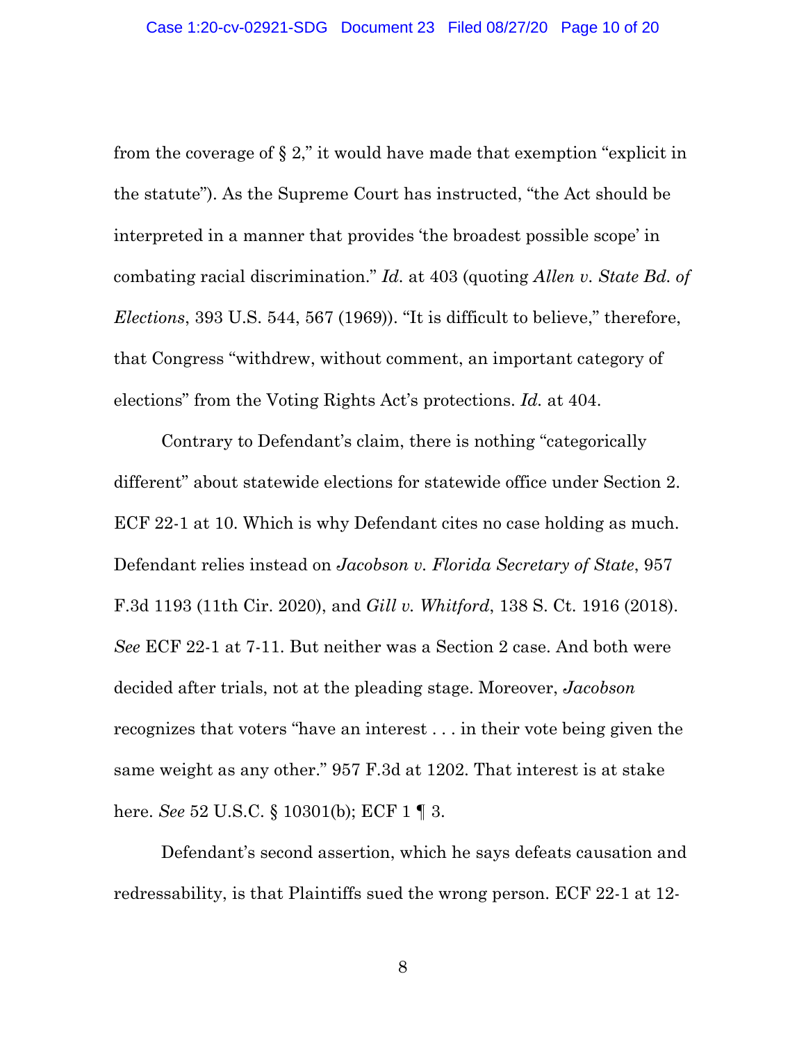from the coverage of § 2," it would have made that exemption "explicit in the statute"). As the Supreme Court has instructed, "the Act should be interpreted in a manner that provides 'the broadest possible scope' in combating racial discrimination." *Id.* at 403 (quoting *Allen v. State Bd. of Elections*, 393 U.S. 544, 567 (1969)). "It is difficult to believe," therefore, that Congress "withdrew, without comment, an important category of elections" from the Voting Rights Act's protections. *Id.* at 404.

Contrary to Defendant's claim, there is nothing "categorically different" about statewide elections for statewide office under Section 2. ECF 22-1 at 10. Which is why Defendant cites no case holding as much. Defendant relies instead on *Jacobson v. Florida Secretary of State*, 957 F.3d 1193 (11th Cir. 2020), and *Gill v. Whitford*, 138 S. Ct. 1916 (2018). *See* ECF 22-1 at 7-11. But neither was a Section 2 case. And both were decided after trials, not at the pleading stage. Moreover, *Jacobson* recognizes that voters "have an interest . . . in their vote being given the same weight as any other." 957 F.3d at 1202. That interest is at stake here. *See* 52 U.S.C. § 10301(b); ECF 1 ¶ 3.

Defendant's second assertion, which he says defeats causation and redressability, is that Plaintiffs sued the wrong person. ECF 22-1 at 12-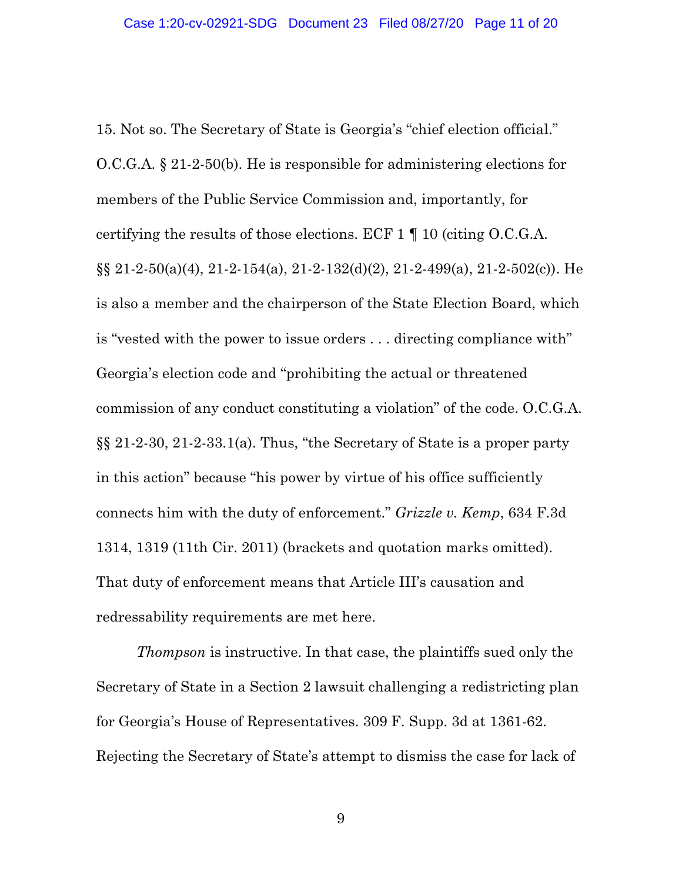15. Not so. The Secretary of State is Georgia's "chief election official." O.C.G.A. § 21-2-50(b). He is responsible for administering elections for members of the Public Service Commission and, importantly, for certifying the results of those elections. ECF 1 ¶ 10 (citing O.C.G.A. §§ 21-2-50(a)(4), 21-2-154(a), 21-2-132(d)(2), 21-2-499(a), 21-2-502(c)). He is also a member and the chairperson of the State Election Board, which is "vested with the power to issue orders . . . directing compliance with" Georgia's election code and "prohibiting the actual or threatened commission of any conduct constituting a violation" of the code. O.C.G.A. §§ 21-2-30, 21-2-33.1(a). Thus, "the Secretary of State is a proper party in this action" because "his power by virtue of his office sufficiently connects him with the duty of enforcement." *Grizzle v. Kemp*, 634 F.3d 1314, 1319 (11th Cir. 2011) (brackets and quotation marks omitted). That duty of enforcement means that Article III's causation and redressability requirements are met here.

*Thompson* is instructive. In that case, the plaintiffs sued only the Secretary of State in a Section 2 lawsuit challenging a redistricting plan for Georgia's House of Representatives. 309 F. Supp. 3d at 1361-62. Rejecting the Secretary of State's attempt to dismiss the case for lack of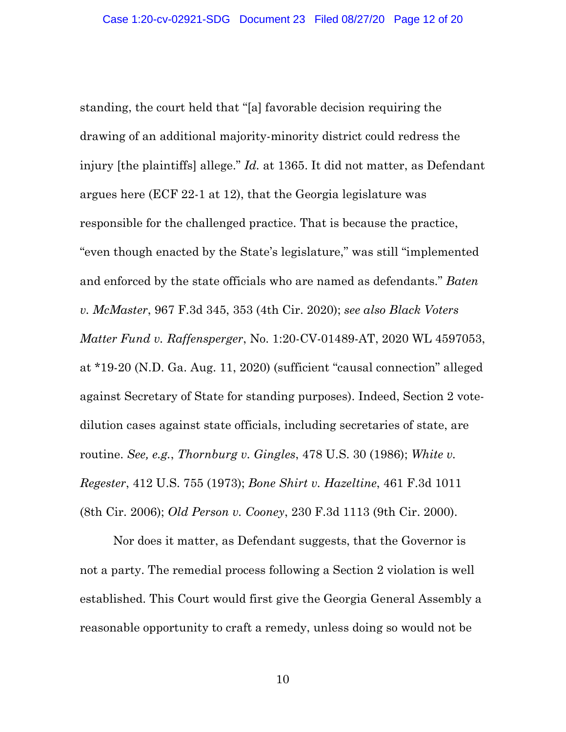standing, the court held that "[a] favorable decision requiring the drawing of an additional majority-minority district could redress the injury [the plaintiffs] allege." *Id.* at 1365. It did not matter, as Defendant argues here (ECF 22-1 at 12), that the Georgia legislature was responsible for the challenged practice. That is because the practice, "even though enacted by the State's legislature," was still "implemented and enforced by the state officials who are named as defendants." *Baten v. McMaster*, 967 F.3d 345, 353 (4th Cir. 2020); *see also Black Voters Matter Fund v. Raffensperger*, No. 1:20-CV-01489-AT, 2020 WL 4597053, at *19-20 (N.D. Ga. Aug. 11, 2020) (sufficient "causal connection" alleged against Secretary of State for standing purposes). Indeed, Section 2 vote-dilution cases against state officials, including secretaries of state, are routine. *See, e.g.*, *Thornburg v. Gingles*, 478 U.S. 30 (1986); *White v. Regester*, 412 U.S. 755 (1973); *Bone Shirt v. Hazeltine*, 461 F.3d 1011 (8th Cir. 2006); *Old Person v. Cooney*, 230 F.3d 1113 (9th Cir. 2000).

Nor does it matter, as Defendant suggests, that the Governor is not a party. The remedial process following a Section 2 violation is well established. This Court would first give the Georgia General Assembly a reasonable opportunity to craft a remedy, unless doing so would not be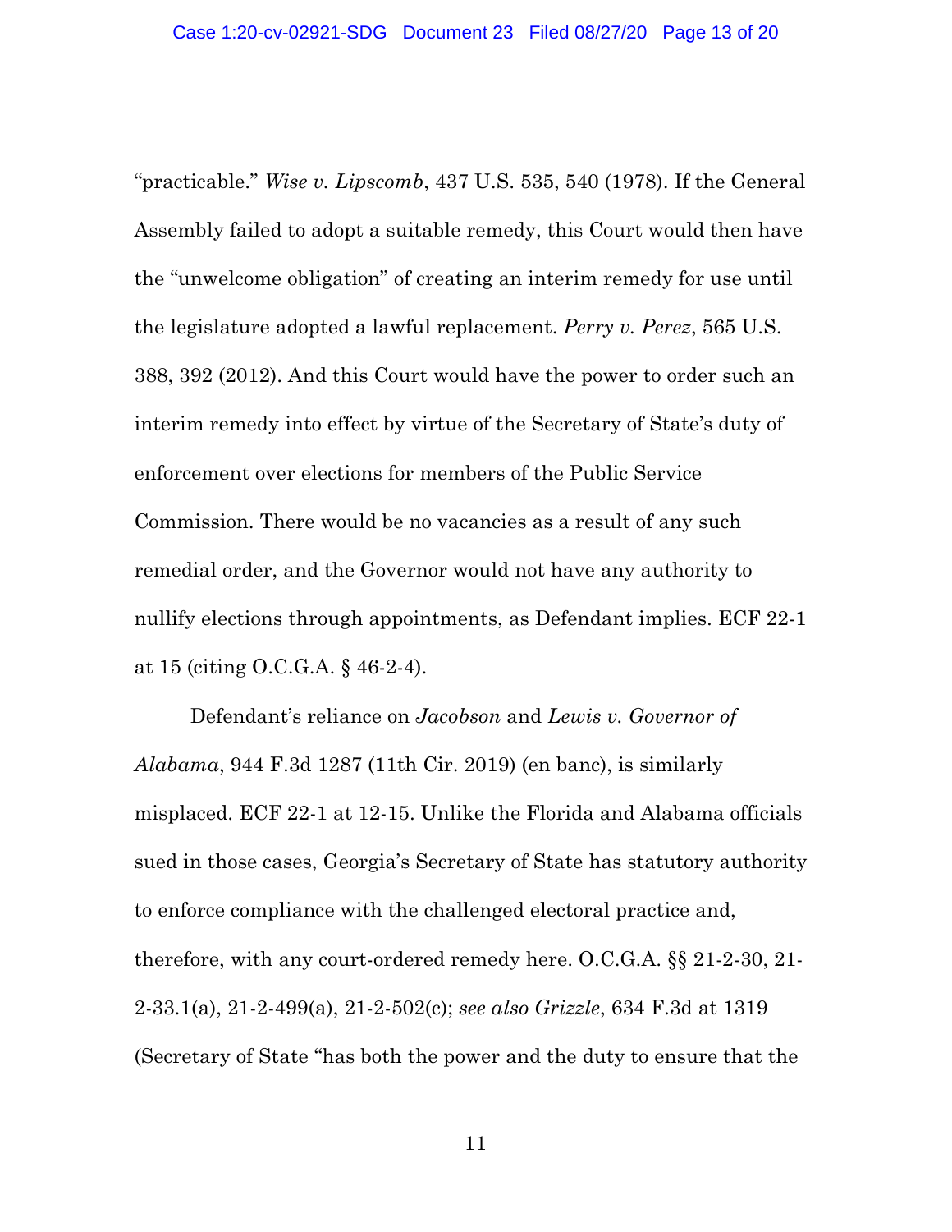"practicable." *Wise v. Lipscomb*, 437 U.S. 535, 540 (1978). If the General Assembly failed to adopt a suitable remedy, this Court would then have the "unwelcome obligation" of creating an interim remedy for use until the legislature adopted a lawful replacement. *Perry v. Perez*, 565 U.S. 388, 392 (2012). And this Court would have the power to order such an interim remedy into effect by virtue of the Secretary of State's duty of enforcement over elections for members of the Public Service Commission. There would be no vacancies as a result of any such remedial order, and the Governor would not have any authority to nullify elections through appointments, as Defendant implies. ECF 22-1 at 15 (citing O.C.G.A. § 46-2-4).

Defendant's reliance on *Jacobson* and *Lewis v. Governor of Alabama*, 944 F.3d 1287 (11th Cir. 2019) (en banc), is similarly misplaced. ECF 22-1 at 12-15. Unlike the Florida and Alabama officials sued in those cases, Georgia's Secretary of State has statutory authority to enforce compliance with the challenged electoral practice and, therefore, with any court-ordered remedy here. O.C.G.A. §§ 21-2-30, 21-2-33.1(a), 21-2-499(a), 21-2-502(c); *see also Grizzle*, 634 F.3d at 1319 (Secretary of State "has both the power and the duty to ensure that the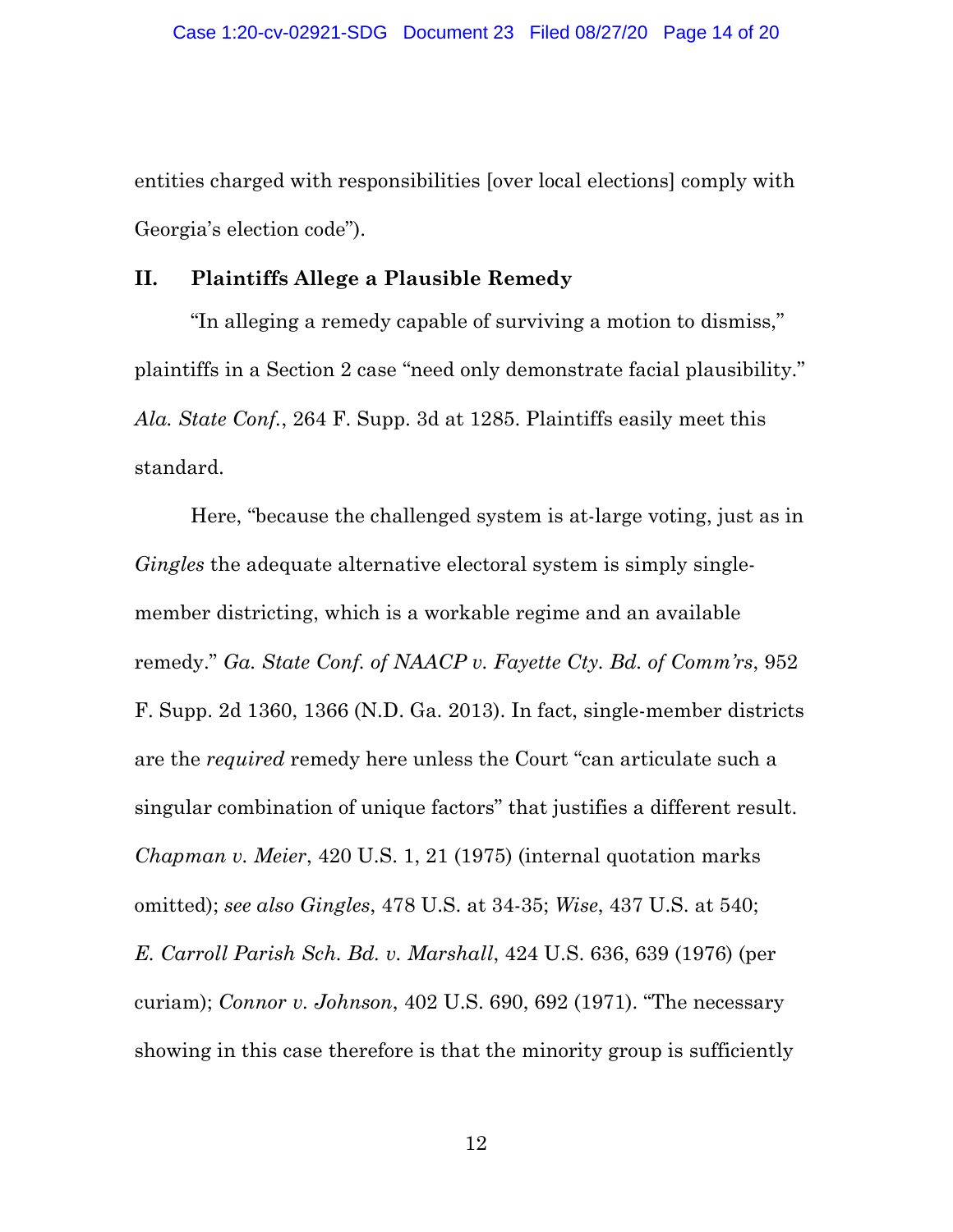entities charged with responsibilities [over local elections] comply with Georgia's election code").

## II. Plaintiffs Allege a Plausible Remedy

"In alleging a remedy capable of surviving a motion to dismiss," plaintiffs in a Section 2 case "need only demonstrate facial plausibility." *Ala. State Conf.*, 264 F. Supp. 3d at 1285. Plaintiffs easily meet this standard.

Here, "because the challenged system is at-large voting, just as in *Gingles* the adequate alternative electoral system is simply single-member districting, which is a workable regime and an available remedy." *Ga. State Conf. of NAACP v. Fayette Cty. Bd. of Comm'rs*, 952 F. Supp. 2d 1360, 1366 (N.D. Ga. 2013). In fact, single-member districts are the *required* remedy here unless the Court "can articulate such a singular combination of unique factors" that justifies a different result. *Chapman v. Meier*, 420 U.S. 1, 21 (1975) (internal quotation marks omitted); *see also Gingles*, 478 U.S. at 34-35; *Wise*, 437 U.S. at 540; *E. Carroll Parish Sch. Bd. v. Marshall*, 424 U.S. 636, 639 (1976) (per curiam); *Connor v. Johnson*, 402 U.S. 690, 692 (1971). "The necessary showing in this case therefore is that the minority group is sufficiently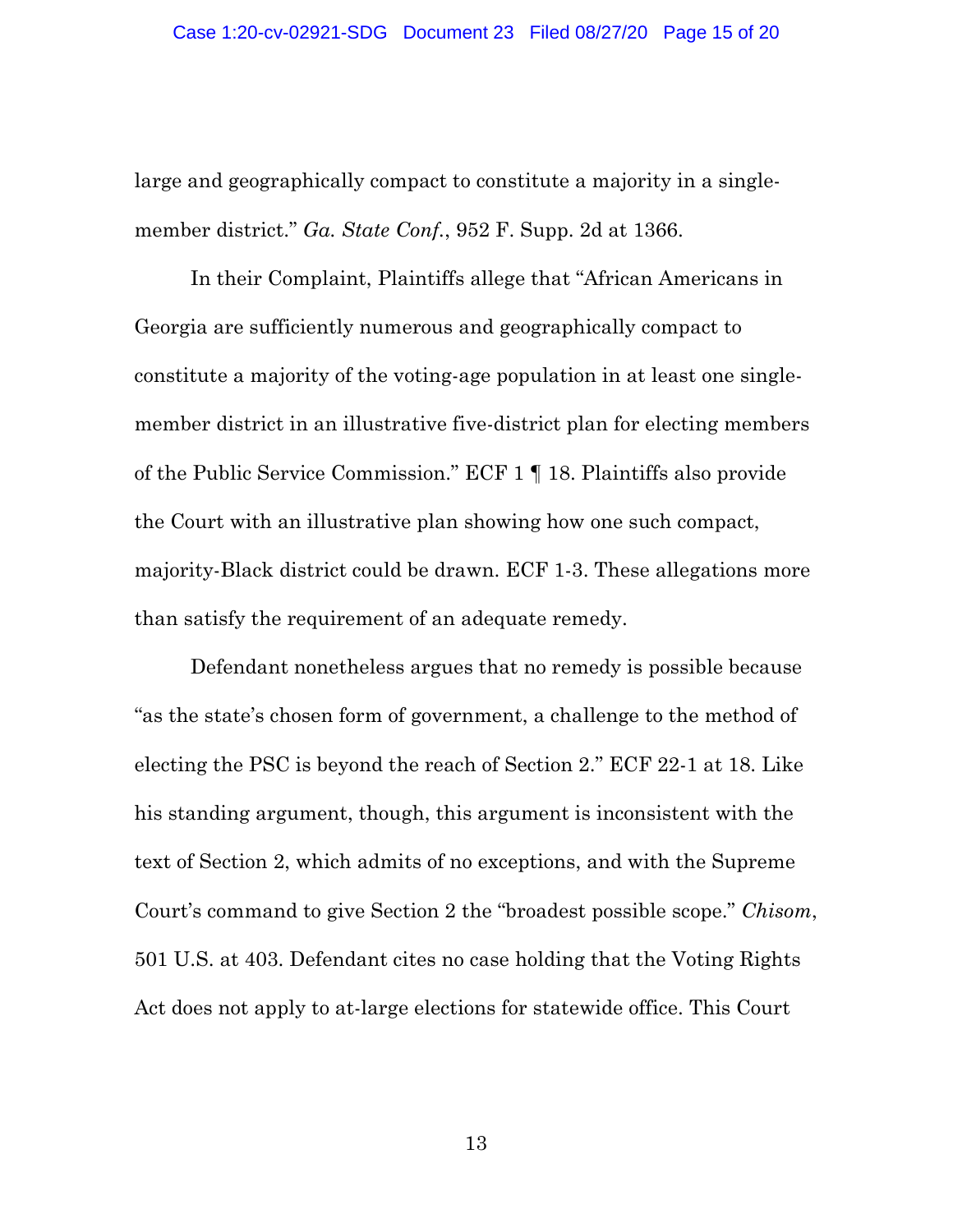large and geographically compact to constitute a majority in a single-member district." *Ga. State Conf.*, 952 F. Supp. 2d at 1366.

In their Complaint, Plaintiffs allege that "African Americans in Georgia are sufficiently numerous and geographically compact to constitute a majority of the voting-age population in at least one single-member district in an illustrative five-district plan for electing members of the Public Service Commission." ECF 1 ¶ 18. Plaintiffs also provide the Court with an illustrative plan showing how one such compact, majority-Black district could be drawn. ECF 1-3. These allegations more than satisfy the requirement of an adequate remedy.

Defendant nonetheless argues that no remedy is possible because "as the state's chosen form of government, a challenge to the method of electing the PSC is beyond the reach of Section 2." ECF 22-1 at 18. Like his standing argument, though, this argument is inconsistent with the text of Section 2, which admits of no exceptions, and with the Supreme Court's command to give Section 2 the "broadest possible scope." *Chisom*, 501 U.S. at 403. Defendant cites no case holding that the Voting Rights Act does not apply to at-large elections for statewide office. This Court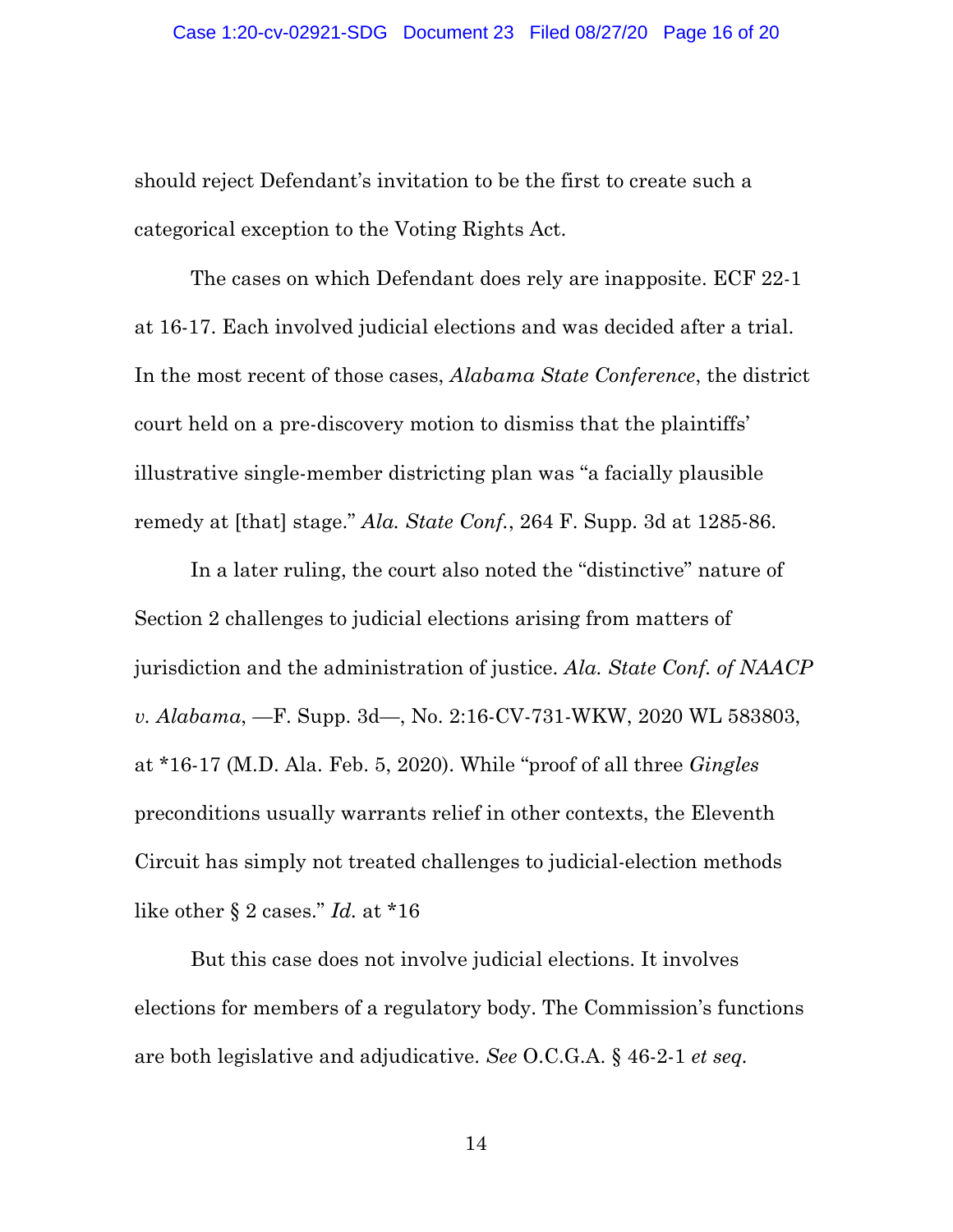should reject Defendant's invitation to be the first to create such a categorical exception to the Voting Rights Act.

The cases on which Defendant does rely are inapposite. ECF 22-1 at 16-17. Each involved judicial elections and was decided after a trial. In the most recent of those cases, *Alabama State Conference*, the district court held on a pre-discovery motion to dismiss that the plaintiffs' illustrative single-member districting plan was "a facially plausible remedy at [that] stage." *Ala. State Conf.*, 264 F. Supp. 3d at 1285-86.

In a later ruling, the court also noted the "distinctive" nature of Section 2 challenges to judicial elections arising from matters of jurisdiction and the administration of justice. *Ala. State Conf. of NAACP v. Alabama*, —F. Supp. 3d—, No. 2:16-CV-731-WKW, 2020 WL 583803, at *16-17 (M.D. Ala. Feb. 5, 2020). While "proof of all three *Gingles* preconditions usually warrants relief in other contexts, the Eleventh Circuit has simply not treated challenges to judicial-election methods like other § 2 cases." *Id.* at *16

But this case does not involve judicial elections. It involves elections for members of a regulatory body. The Commission's functions are both legislative and adjudicative. *See* O.C.G.A. § 46-2-1 *et seq.*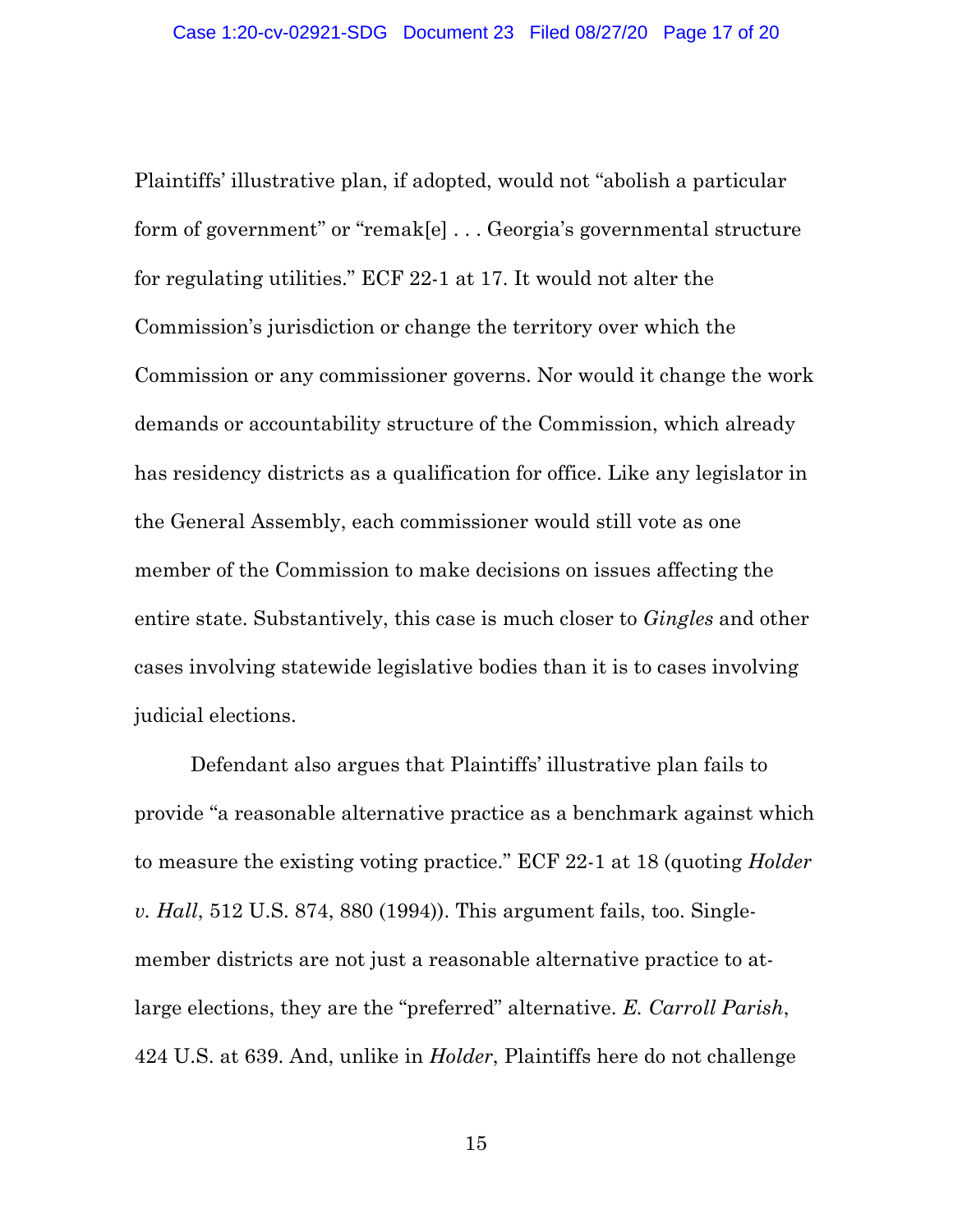Plaintiffs' illustrative plan, if adopted, would not "abolish a particular form of government" or "remak[e] . . . Georgia's governmental structure for regulating utilities." ECF 22-1 at 17. It would not alter the Commission's jurisdiction or change the territory over which the Commission or any commissioner governs. Nor would it change the work demands or accountability structure of the Commission, which already has residency districts as a qualification for office. Like any legislator in the General Assembly, each commissioner would still vote as one member of the Commission to make decisions on issues affecting the entire state. Substantively, this case is much closer to *Gingles* and other cases involving statewide legislative bodies than it is to cases involving judicial elections.

Defendant also argues that Plaintiffs' illustrative plan fails to provide "a reasonable alternative practice as a benchmark against which to measure the existing voting practice." ECF 22-1 at 18 (quoting *Holder v. Hall*, 512 U.S. 874, 880 (1994)). This argument fails, too. Single-member districts are not just a reasonable alternative practice to at-large elections, they are the "preferred" alternative. *E. Carroll Parish*, 424 U.S. at 639. And, unlike in *Holder*, Plaintiffs here do not challenge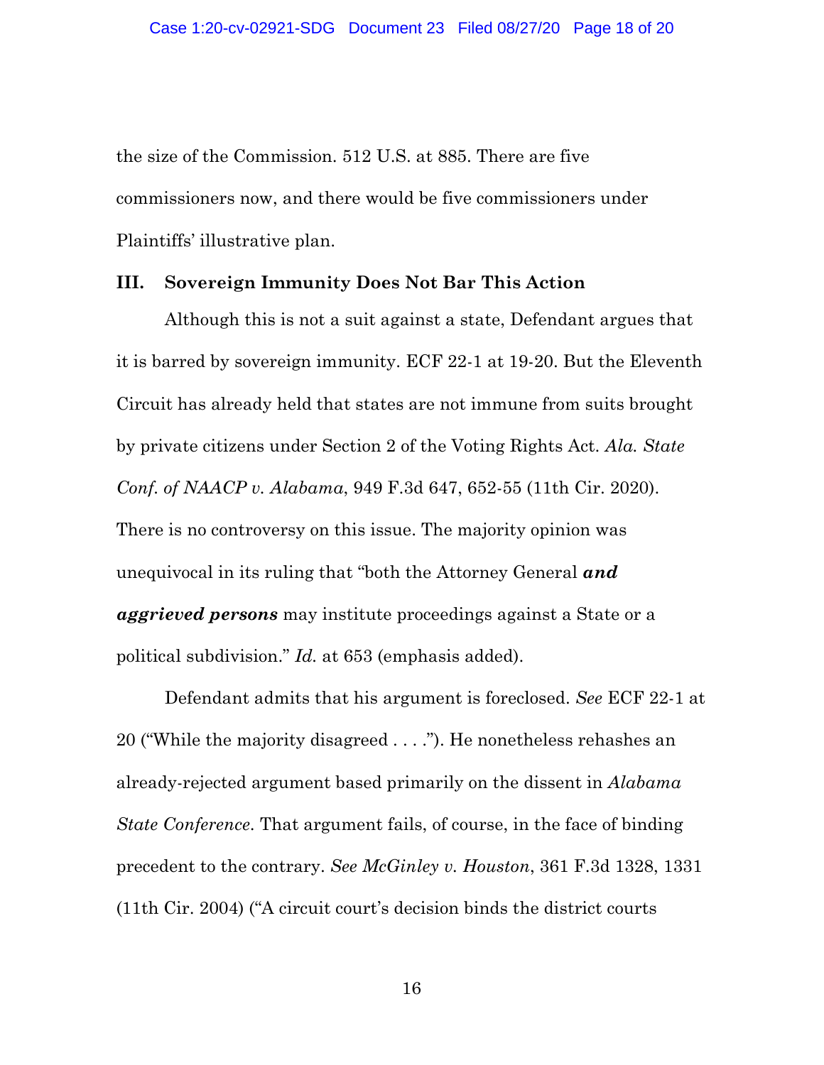the size of the Commission. 512 U.S. at 885. There are five commissioners now, and there would be five commissioners under Plaintiffs' illustrative plan.

## III. Sovereign Immunity Does Not Bar This Action

Although this is not a suit against a state, Defendant argues that it is barred by sovereign immunity. ECF 22-1 at 19-20. But the Eleventh Circuit has already held that states are not immune from suits brought by private citizens under Section 2 of the Voting Rights Act. *Ala. State Conf. of NAACP v. Alabama*, 949 F.3d 647, 652-55 (11th Cir. 2020). There is no controversy on this issue. The majority opinion was unequivocal in its ruling that "both the Attorney General ***and aggrieved persons*** may institute proceedings against a State or a political subdivision." *Id.* at 653 (emphasis added).

Defendant admits that his argument is foreclosed. *See* ECF 22-1 at 20 ("While the majority disagreed . . . ."). He nonetheless rehashes an already-rejected argument based primarily on the dissent in *Alabama State Conference.* That argument fails, of course, in the face of binding precedent to the contrary. *See McGinley v. Houston*, 361 F.3d 1328, 1331 (11th Cir. 2004) ("A circuit court's decision binds the district courts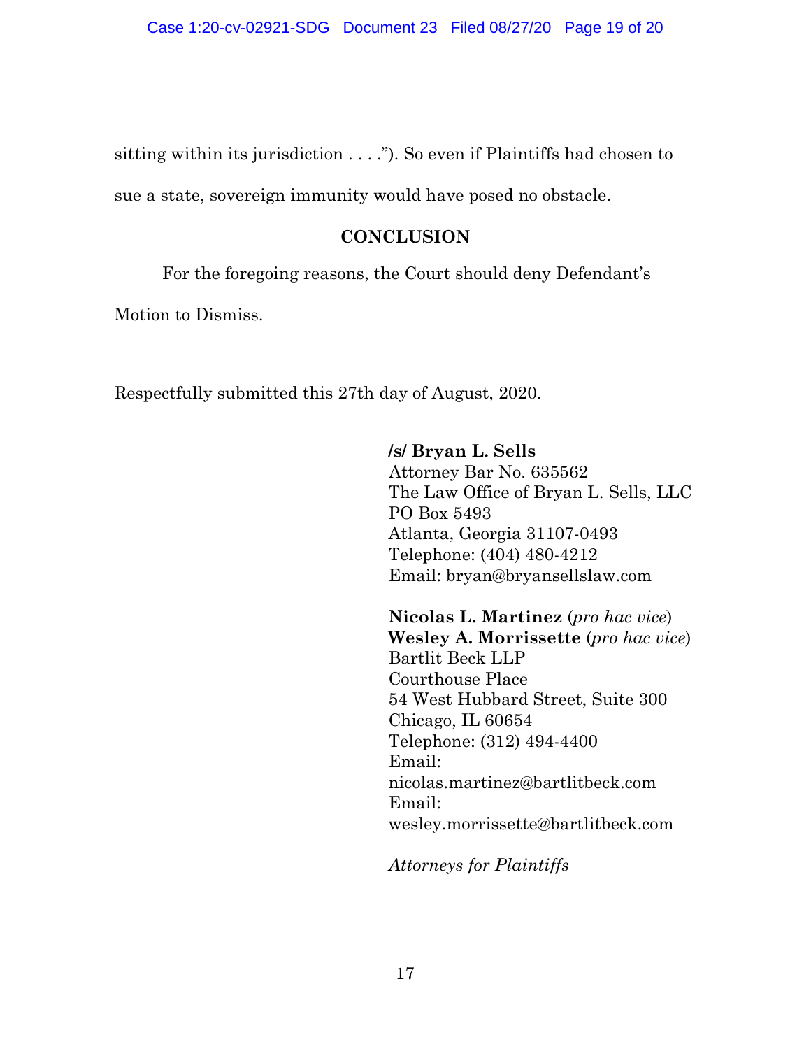sitting within its jurisdiction . . . ."). So even if Plaintiffs had chosen to sue a state, sovereign immunity would have posed no obstacle.

## CONCLUSION

For the foregoing reasons, the Court should deny Defendant's Motion to Dismiss.

Respectfully submitted this 27th day of August, 2020.

**/s/ Bryan L. Sells**
Attorney Bar No. 635562
The Law Office of Bryan L. Sells, LLC
PO Box 5493
Atlanta, Georgia 31107-0493
Telephone: (404) 480-4212
Email: bryan@bryansellslaw.com

**Nicolas L. Martinez** (*pro hac vice*)
**Wesley A. Morrissette** (*pro hac vice*)
Bartlit Beck LLP
Courthouse Place
54 West Hubbard Street, Suite 300
Chicago, IL 60654
Telephone: (312) 494-4400
Email:
nicolas.martinez@bartlitbeck.com
Email:
wesley.morrissette@bartlitbeck.com

*Attorneys for Plaintiffs*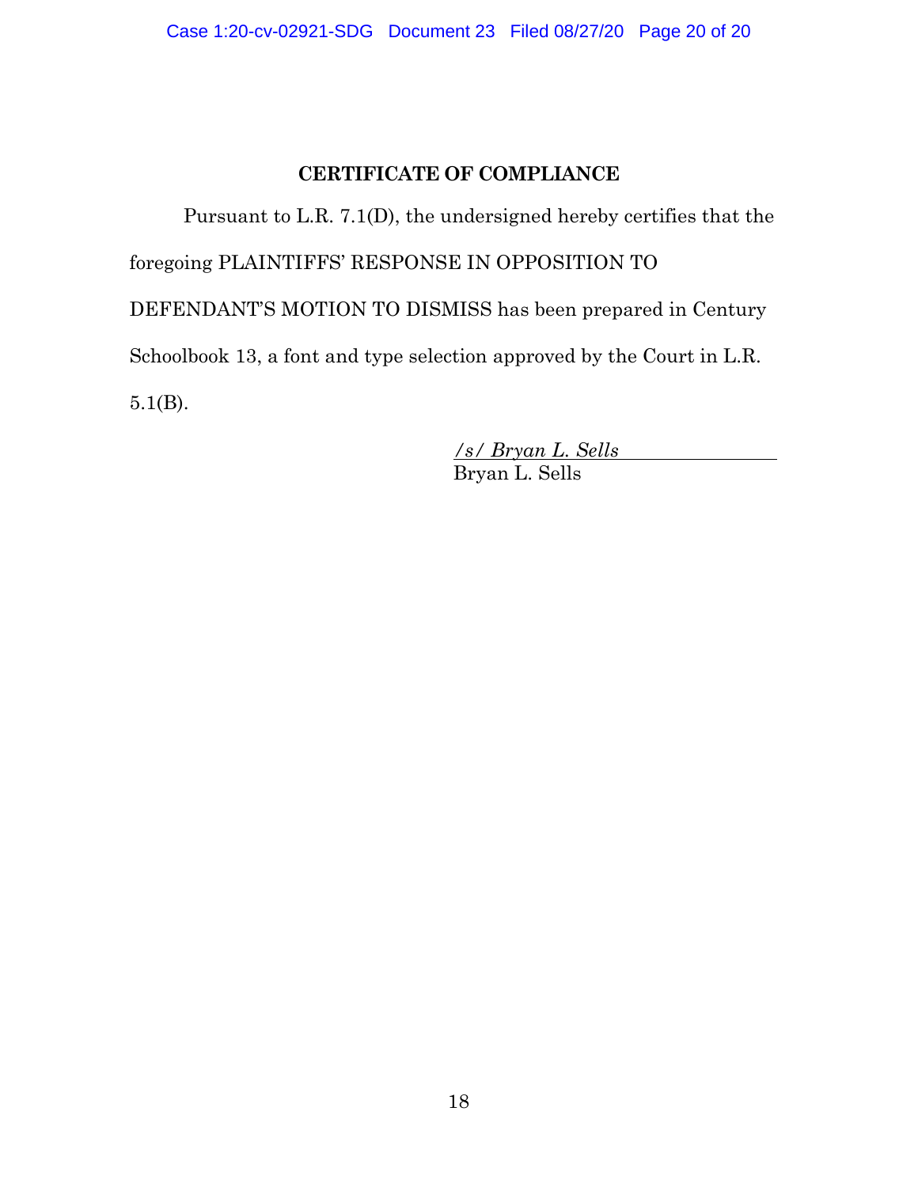**CERTIFICATE OF COMPLIANCE**

Pursuant to L.R. 7.1(D), the undersigned hereby certifies that the foregoing PLAINTIFFS' RESPONSE IN OPPOSITION TO DEFENDANT'S MOTION TO DISMISS has been prepared in Century Schoolbook 13, a font and type selection approved by the Court in L.R. 5.1(B).

*/s/ Bryan L. Sells*
Bryan L. Sells